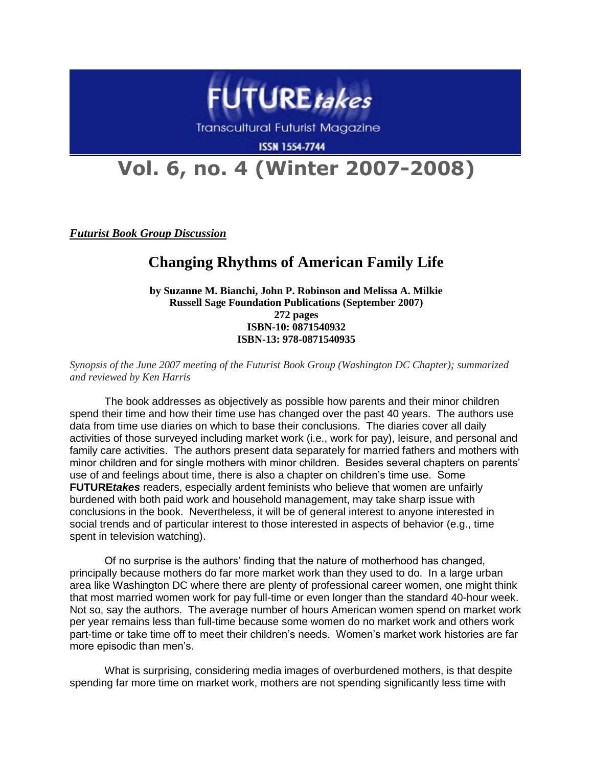# FUTURE*takes*

Transcultural Futurist Magazine

ISSN 1554-7744

# Vol. 6, no. 4 (Winter 2007-2008)

***Futurist Book Group Discussion***

## Changing Rhythms of American Family Life

**by Suzanne M. Bianchi, John P. Robinson and Melissa A. Milkie**
**Russell Sage Foundation Publications (September 2007)**
**272 pages**
**ISBN-10: 0871540932**
**ISBN-13: 978-0871540935**

*Synopsis of the June 2007 meeting of the Futurist Book Group (Washington DC Chapter); summarized and reviewed by Ken Harris*

The book addresses as objectively as possible how parents and their minor children spend their time and how their time use has changed over the past 40 years. The authors use data from time use diaries on which to base their conclusions. The diaries cover all daily activities of those surveyed including market work (i.e., work for pay), leisure, and personal and family care activities. The authors present data separately for married fathers and mothers with minor children and for single mothers with minor children. Besides several chapters on parents' use of and feelings about time, there is also a chapter on children's time use. Some **FUTURE*takes*** readers, especially ardent feminists who believe that women are unfairly burdened with both paid work and household management, may take sharp issue with conclusions in the book. Nevertheless, it will be of general interest to anyone interested in social trends and of particular interest to those interested in aspects of behavior (e.g., time spent in television watching).

Of no surprise is the authors' finding that the nature of motherhood has changed, principally because mothers do far more market work than they used to do. In a large urban area like Washington DC where there are plenty of professional career women, one might think that most married women work for pay full-time or even longer than the standard 40-hour week. Not so, say the authors. The average number of hours American women spend on market work per year remains less than full-time because some women do no market work and others work part-time or take time off to meet their children's needs. Women's market work histories are far more episodic than men's.

What is surprising, considering media images of overburdened mothers, is that despite spending far more time on market work, mothers are not spending significantly less time with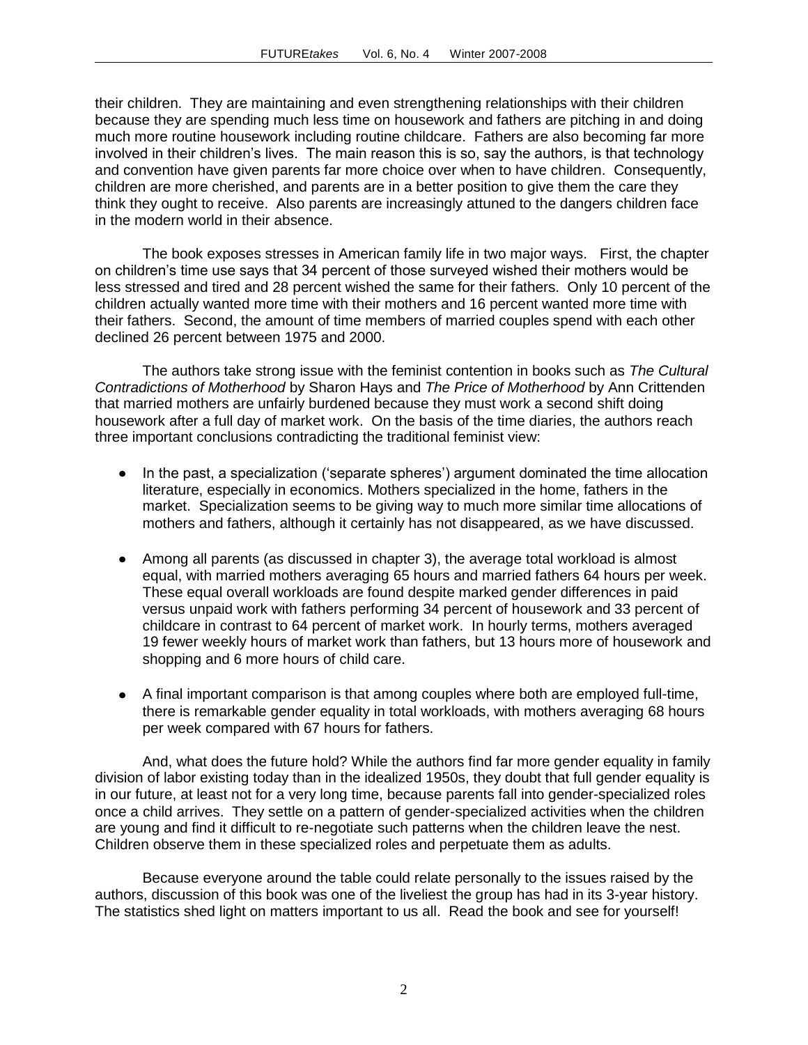their children. They are maintaining and even strengthening relationships with their children because they are spending much less time on housework and fathers are pitching in and doing much more routine housework including routine childcare. Fathers are also becoming far more involved in their children's lives. The main reason this is so, say the authors, is that technology and convention have given parents far more choice over when to have children. Consequently, children are more cherished, and parents are in a better position to give them the care they think they ought to receive. Also parents are increasingly attuned to the dangers children face in the modern world in their absence.

The book exposes stresses in American family life in two major ways. First, the chapter on children's time use says that 34 percent of those surveyed wished their mothers would be less stressed and tired and 28 percent wished the same for their fathers. Only 10 percent of the children actually wanted more time with their mothers and 16 percent wanted more time with their fathers. Second, the amount of time members of married couples spend with each other declined 26 percent between 1975 and 2000.

The authors take strong issue with the feminist contention in books such as *The Cultural Contradictions of Motherhood* by Sharon Hays and *The Price of Motherhood* by Ann Crittenden that married mothers are unfairly burdened because they must work a second shift doing housework after a full day of market work. On the basis of the time diaries, the authors reach three important conclusions contradicting the traditional feminist view:

- In the past, a specialization ('separate spheres') argument dominated the time allocation literature, especially in economics. Mothers specialized in the home, fathers in the market. Specialization seems to be giving way to much more similar time allocations of mothers and fathers, although it certainly has not disappeared, as we have discussed.

- Among all parents (as discussed in chapter 3), the average total workload is almost equal, with married mothers averaging 65 hours and married fathers 64 hours per week. These equal overall workloads are found despite marked gender differences in paid versus unpaid work with fathers performing 34 percent of housework and 33 percent of childcare in contrast to 64 percent of market work. In hourly terms, mothers averaged 19 fewer weekly hours of market work than fathers, but 13 hours more of housework and shopping and 6 more hours of child care.

- A final important comparison is that among couples where both are employed full-time, there is remarkable gender equality in total workloads, with mothers averaging 68 hours per week compared with 67 hours for fathers.

And, what does the future hold? While the authors find far more gender equality in family division of labor existing today than in the idealized 1950s, they doubt that full gender equality is in our future, at least not for a very long time, because parents fall into gender-specialized roles once a child arrives. They settle on a pattern of gender-specialized activities when the children are young and find it difficult to re-negotiate such patterns when the children leave the nest. Children observe them in these specialized roles and perpetuate them as adults.

Because everyone around the table could relate personally to the issues raised by the authors, discussion of this book was one of the liveliest the group has had in its 3-year history. The statistics shed light on matters important to us all. Read the book and see for yourself!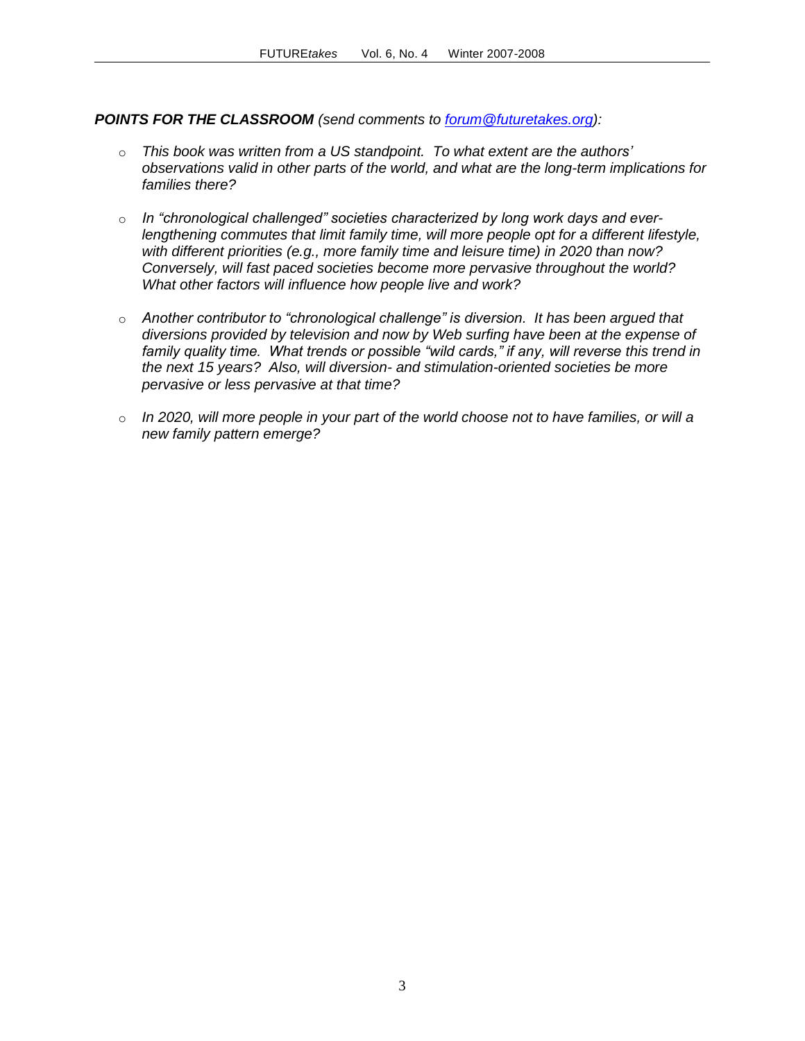***POINTS FOR THE CLASSROOM*** *(send comments to [forum@futuretakes.org](mailto:forum@futuretakes.org)):*

- *This book was written from a US standpoint. To what extent are the authors' observations valid in other parts of the world, and what are the long-term implications for families there?*

- *In "chronological challenged" societies characterized by long work days and ever-lengthening commutes that limit family time, will more people opt for a different lifestyle, with different priorities (e.g., more family time and leisure time) in 2020 than now? Conversely, will fast paced societies become more pervasive throughout the world? What other factors will influence how people live and work?*

- *Another contributor to "chronological challenge" is diversion. It has been argued that diversions provided by television and now by Web surfing have been at the expense of family quality time. What trends or possible "wild cards," if any, will reverse this trend in the next 15 years? Also, will diversion- and stimulation-oriented societies be more pervasive or less pervasive at that time?*

- *In 2020, will more people in your part of the world choose not to have families, or will a new family pattern emerge?*